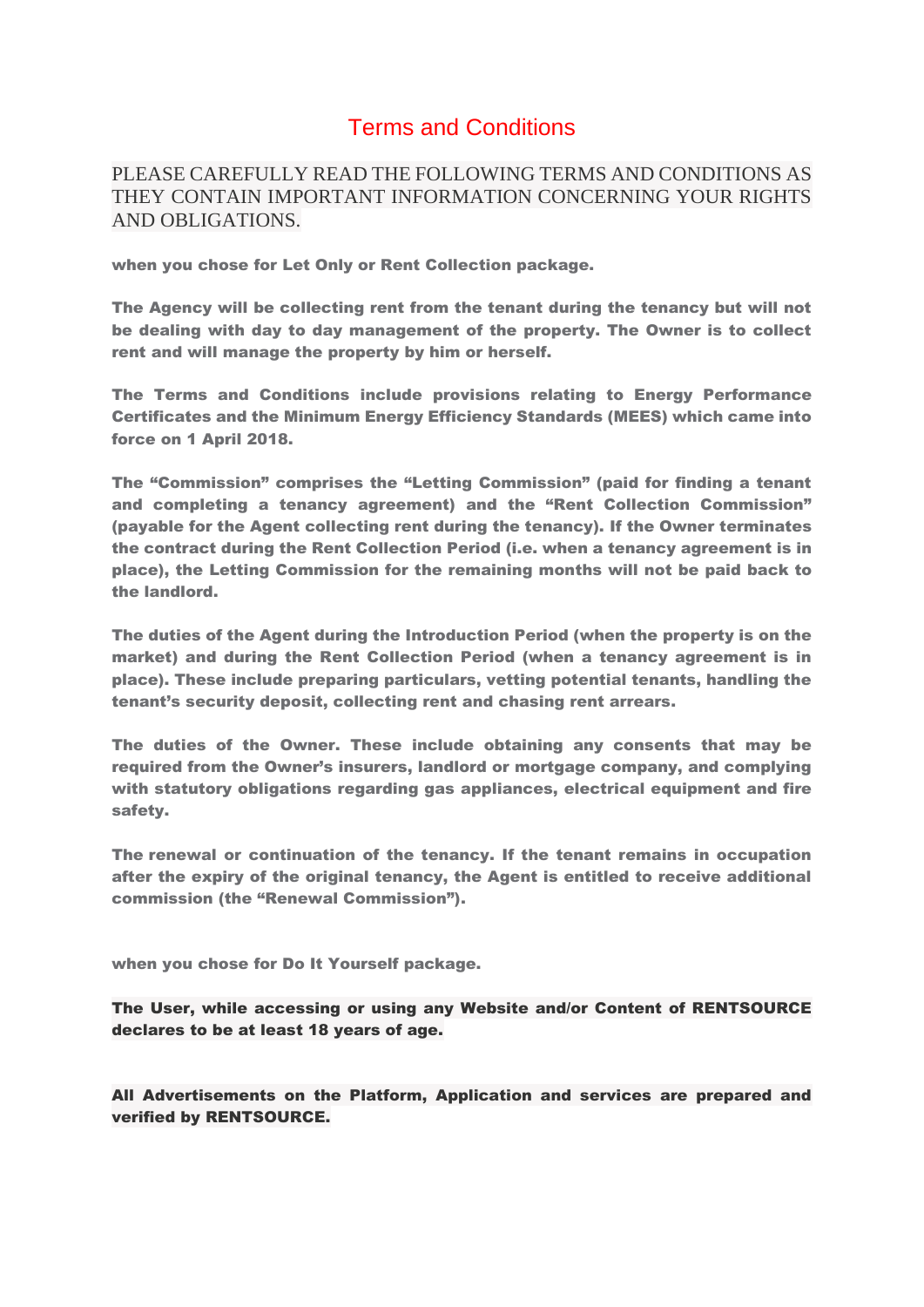# Terms and Conditions

PLEASE CAREFULLY READ THE FOLLOWING TERMS AND CONDITIONS AS THEY CONTAIN IMPORTANT INFORMATION CONCERNING YOUR RIGHTS AND OBLIGATIONS.

**when you chose for Let Only or Rent Collection package.**

**The Agency will be collecting rent from the tenant during the tenancy but will not be dealing with day to day management of the property. The Owner is to collect rent and will manage the property by him or herself.**

**The Terms and Conditions include provisions relating to Energy Performance Certificates and the Minimum Energy Efficiency Standards (MEES) which came into force on 1 April 2018.**

**The "Commission" comprises the "Letting Commission" (paid for finding a tenant and completing a tenancy agreement) and the "Rent Collection Commission" (payable for the Agent collecting rent during the tenancy). If the Owner terminates the contract during the Rent Collection Period (i.e. when a tenancy agreement is in place), the Letting Commission for the remaining months will not be paid back to the landlord.**

**The duties of the Agent during the Introduction Period (when the property is on the market) and during the Rent Collection Period (when a tenancy agreement is in place). These include preparing particulars, vetting potential tenants, handling the tenant's security deposit, collecting rent and chasing rent arrears.**

**The duties of the Owner. These include obtaining any consents that may be required from the Owner's insurers, landlord or mortgage company, and complying with statutory obligations regarding gas appliances, electrical equipment and fire safety.**

**The renewal or continuation of the tenancy. If the tenant remains in occupation after the expiry of the original tenancy, the Agent is entitled to receive additional commission (the "Renewal Commission").**

**when you chose for Do It Yourself package.**

**The User, while accessing or using any Website and/or Content of RENTSOURCE declares to be at least 18 years of age.**

**All Advertisements on the Platform, Application and services are prepared and verified by RENTSOURCE.**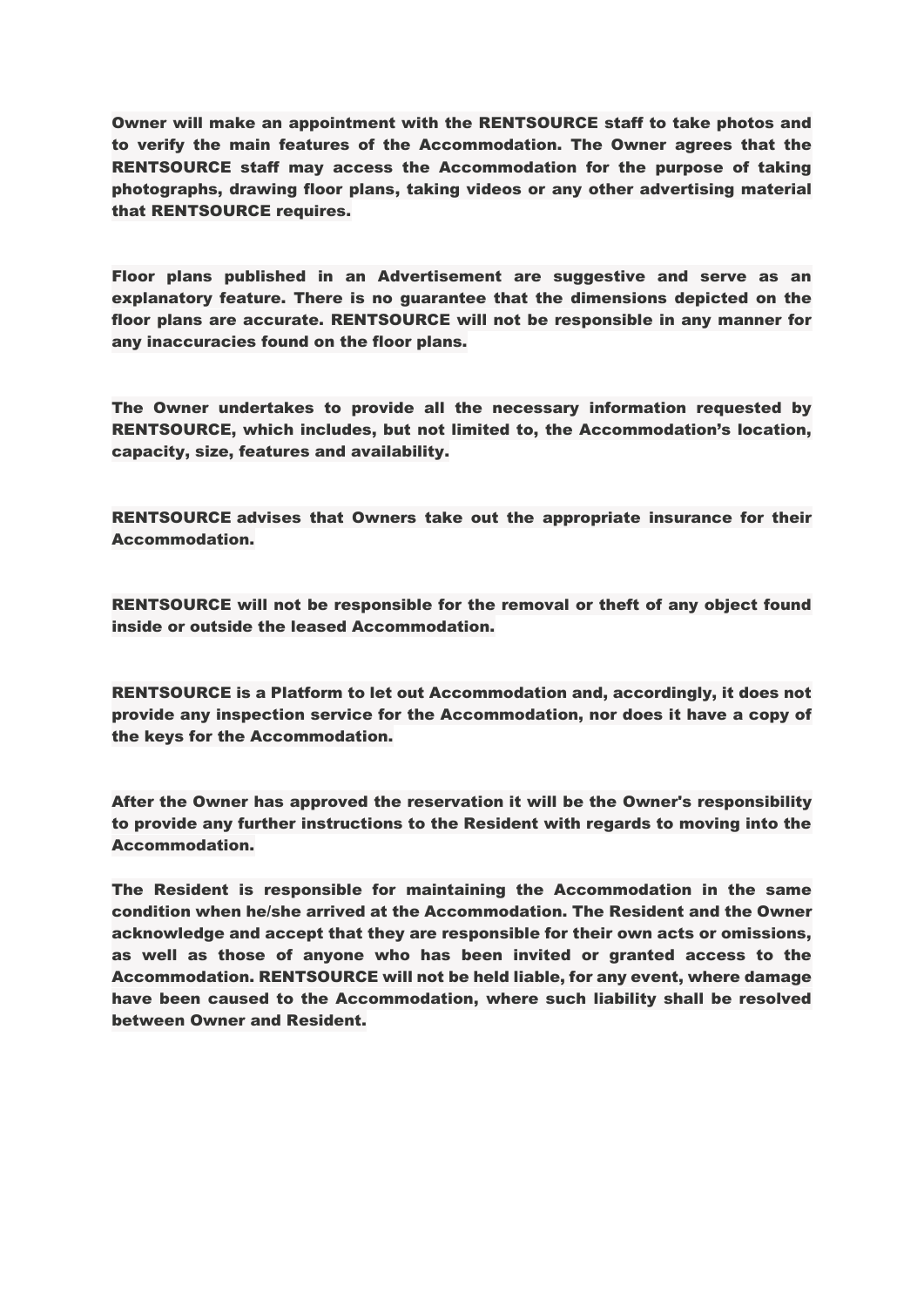**Owner will make an appointment with the RENTSOURCE staff to take photos and to verify the main features of the Accommodation. The Owner agrees that the RENTSOURCE staff may access the Accommodation for the purpose of taking photographs, drawing floor plans, taking videos or any other advertising material that RENTSOURCE requires.**

**Floor plans published in an Advertisement are suggestive and serve as an explanatory feature. There is no guarantee that the dimensions depicted on the floor plans are accurate. RENTSOURCE will not be responsible in any manner for any inaccuracies found on the floor plans.**

**The Owner undertakes to provide all the necessary information requested by RENTSOURCE, which includes, but not limited to, the Accommodation's location, capacity, size, features and availability.**

**RENTSOURCE advises that Owners take out the appropriate insurance for their Accommodation.**

**RENTSOURCE will not be responsible for the removal or theft of any object found inside or outside the leased Accommodation.**

**RENTSOURCE is a Platform to let out Accommodation and, accordingly, it does not provide any inspection service for the Accommodation, nor does it have a copy of the keys for the Accommodation.**

**After the Owner has approved the reservation it will be the Owner's responsibility to provide any further instructions to the Resident with regards to moving into the Accommodation.**

**The Resident is responsible for maintaining the Accommodation in the same condition when he/she arrived at the Accommodation. The Resident and the Owner acknowledge and accept that they are responsible for their own acts or omissions, as well as those of anyone who has been invited or granted access to the Accommodation. RENTSOURCE will not be held liable, for any event, where damage have been caused to the Accommodation, where such liability shall be resolved between Owner and Resident.**